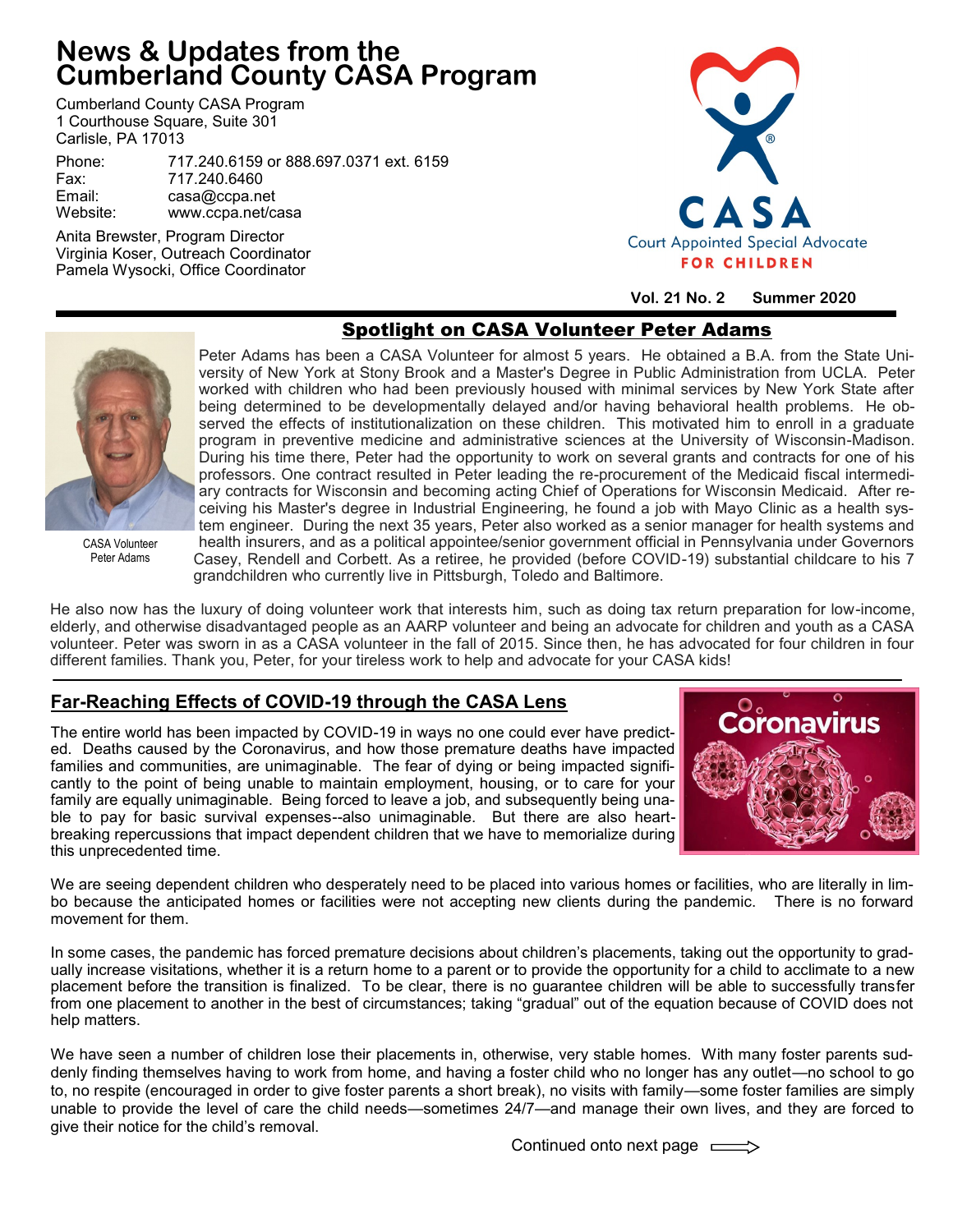# News & Updates from the Cumberland County CASA Program

Cumberland County CASA Program
1 Courthouse Square, Suite 301
Carlisle, PA 17013

Phone: 717.240.6159 or 888.697.0371 ext. 6159
Fax: 717.240.6460
Email: casa@ccpa.net
Website: www.ccpa.net/casa

Anita Brewster, Program Director
Virginia Koser, Outreach Coordinator
Pamela Wysocki, Office Coordinator

CASA Court Appointed Special Advocate FOR CHILDREN

**Vol. 21 No. 2 Summer 2020**

## Spotlight on CASA Volunteer Peter Adams

CASA Volunteer Peter Adams

Peter Adams has been a CASA Volunteer for almost 5 years. He obtained a B.A. from the State University of New York at Stony Brook and a Master's Degree in Public Administration from UCLA. Peter worked with children who had been previously housed with minimal services by New York State after being determined to be developmentally delayed and/or having behavioral health problems. He observed the effects of institutionalization on these children. This motivated him to enroll in a graduate program in preventive medicine and administrative sciences at the University of Wisconsin-Madison. During his time there, Peter had the opportunity to work on several grants and contracts for one of his professors. One contract resulted in Peter leading the re-procurement of the Medicaid fiscal intermediary contracts for Wisconsin and becoming acting Chief of Operations for Wisconsin Medicaid. After receiving his Master's degree in Industrial Engineering, he found a job with Mayo Clinic as a health system engineer. During the next 35 years, Peter also worked as a senior manager for health systems and health insurers, and as a political appointee/senior government official in Pennsylvania under Governors Casey, Rendell and Corbett. As a retiree, he provided (before COVID-19) substantial childcare to his 7 grandchildren who currently live in Pittsburgh, Toledo and Baltimore.

He also now has the luxury of doing volunteer work that interests him, such as doing tax return preparation for low-income, elderly, and otherwise disadvantaged people as an AARP volunteer and being an advocate for children and youth as a CASA volunteer. Peter was sworn in as a CASA volunteer in the fall of 2015. Since then, he has advocated for four children in four different families. Thank you, Peter, for your tireless work to help and advocate for your CASA kids!

## Far-Reaching Effects of COVID-19 through the CASA Lens

The entire world has been impacted by COVID-19 in ways no one could ever have predicted. Deaths caused by the Coronavirus, and how those premature deaths have impacted families and communities, are unimaginable. The fear of dying or being impacted significantly to the point of being unable to maintain employment, housing, or to care for your family are equally unimaginable. Being forced to leave a job, and subsequently being unable to pay for basic survival expenses--also unimaginable. But there are also heartbreaking repercussions that impact dependent children that we have to memorialize during this unprecedented time.

We are seeing dependent children who desperately need to be placed into various homes or facilities, who are literally in limbo because the anticipated homes or facilities were not accepting new clients during the pandemic. There is no forward movement for them.

In some cases, the pandemic has forced premature decisions about children's placements, taking out the opportunity to gradually increase visitations, whether it is a return home to a parent or to provide the opportunity for a child to acclimate to a new placement before the transition is finalized. To be clear, there is no guarantee children will be able to successfully transfer from one placement to another in the best of circumstances; taking "gradual" out of the equation because of COVID does not help matters.

We have seen a number of children lose their placements in, otherwise, very stable homes. With many foster parents suddenly finding themselves having to work from home, and having a foster child who no longer has any outlet—no school to go to, no respite (encouraged in order to give foster parents a short break), no visits with family—some foster families are simply unable to provide the level of care the child needs—sometimes 24/7—and manage their own lives, and they are forced to give their notice for the child's removal.

Continued onto next page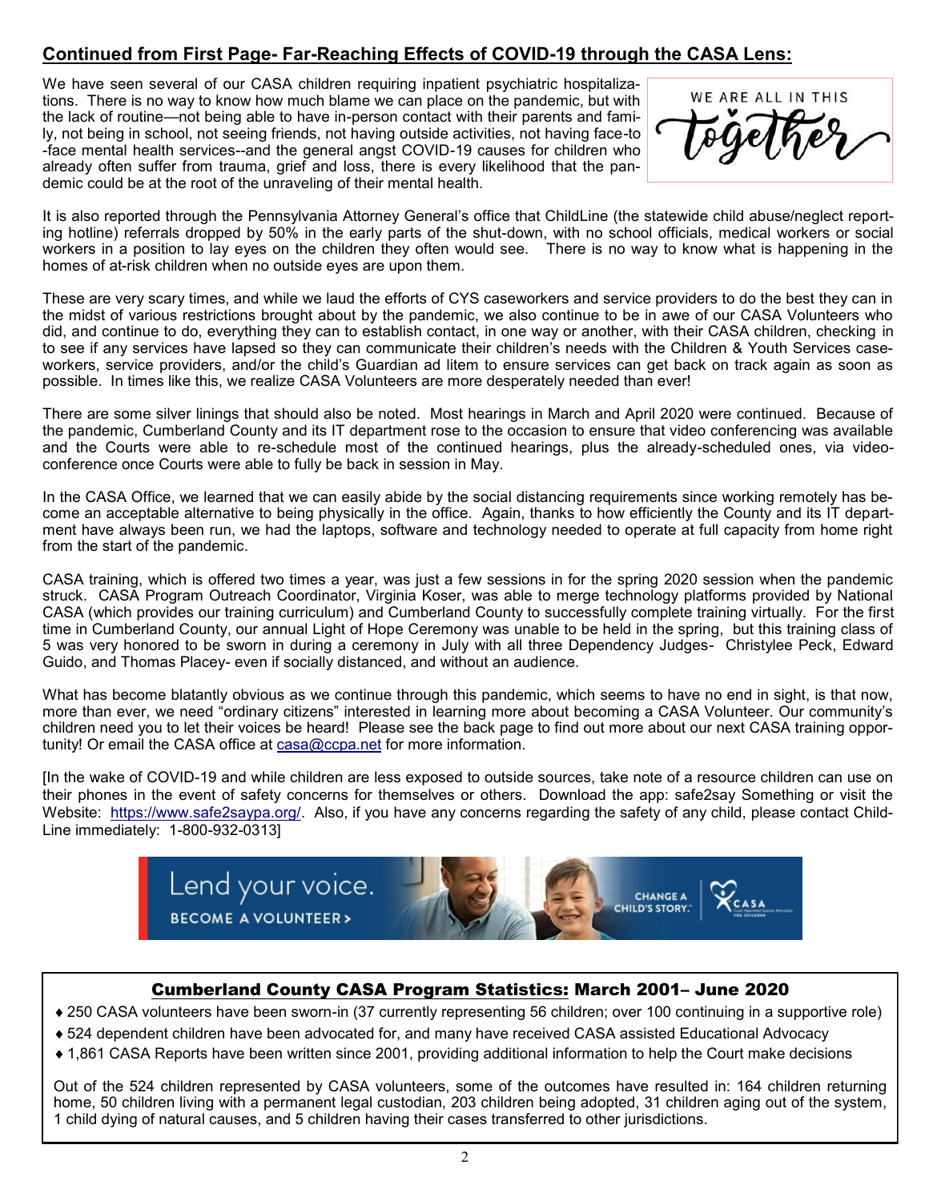## Continued from First Page- Far-Reaching Effects of COVID-19 through the CASA Lens:

We have seen several of our CASA children requiring inpatient psychiatric hospitalizations. There is no way to know how much blame we can place on the pandemic, but with the lack of routine—not being able to have in-person contact with their parents and family, not being in school, not seeing friends, not having outside activities, not having face-to-face mental health services--and the general angst COVID-19 causes for children who already often suffer from trauma, grief and loss, there is every likelihood that the pandemic could be at the root of the unraveling of their mental health.

It is also reported through the Pennsylvania Attorney General's office that ChildLine (the statewide child abuse/neglect reporting hotline) referrals dropped by 50% in the early parts of the shut-down, with no school officials, medical workers or social workers in a position to lay eyes on the children they often would see. There is no way to know what is happening in the homes of at-risk children when no outside eyes are upon them.

These are very scary times, and while we laud the efforts of CYS caseworkers and service providers to do the best they can in the midst of various restrictions brought about by the pandemic, we also continue to be in awe of our CASA Volunteers who did, and continue to do, everything they can to establish contact, in one way or another, with their CASA children, checking in to see if any services have lapsed so they can communicate their children's needs with the Children & Youth Services caseworkers, service providers, and/or the child's Guardian ad litem to ensure services can get back on track again as soon as possible. In times like this, we realize CASA Volunteers are more desperately needed than ever!

There are some silver linings that should also be noted. Most hearings in March and April 2020 were continued. Because of the pandemic, Cumberland County and its IT department rose to the occasion to ensure that video conferencing was available and the Courts were able to re-schedule most of the continued hearings, plus the already-scheduled ones, via videoconference once Courts were able to fully be back in session in May.

In the CASA Office, we learned that we can easily abide by the social distancing requirements since working remotely has become an acceptable alternative to being physically in the office. Again, thanks to how efficiently the County and its IT department have always been run, we had the laptops, software and technology needed to operate at full capacity from home right from the start of the pandemic.

CASA training, which is offered two times a year, was just a few sessions in for the spring 2020 session when the pandemic struck. CASA Program Outreach Coordinator, Virginia Koser, was able to merge technology platforms provided by National CASA (which provides our training curriculum) and Cumberland County to successfully complete training virtually. For the first time in Cumberland County, our annual Light of Hope Ceremony was unable to be held in the spring, but this training class of 5 was very honored to be sworn in during a ceremony in July with all three Dependency Judges- Christylee Peck, Edward Guido, and Thomas Placey- even if socially distanced, and without an audience.

What has become blatantly obvious as we continue through this pandemic, which seems to have no end in sight, is that now, more than ever, we need "ordinary citizens" interested in learning more about becoming a CASA Volunteer. Our community's children need you to let their voices be heard! Please see the back page to find out more about our next CASA training opportunity! Or email the CASA office at casa@ccpa.net for more information.

[In the wake of COVID-19 and while children are less exposed to outside sources, take note of a resource children can use on their phones in the event of safety concerns for themselves or others. Download the app: safe2say Something or visit the Website: https://www.safe2saypa.org/. Also, if you have any concerns regarding the safety of any child, please contact ChildLine immediately: 1-800-932-0313]

Lend your voice. BECOME A VOLUNTEER > CHANGE A CHILD'S STORY. CASA

## Cumberland County CASA Program Statistics: March 2001– June 2020

- 250 CASA volunteers have been sworn-in (37 currently representing 56 children; over 100 continuing in a supportive role)
- 524 dependent children have been advocated for, and many have received CASA assisted Educational Advocacy
- 1,861 CASA Reports have been written since 2001, providing additional information to help the Court make decisions

Out of the 524 children represented by CASA volunteers, some of the outcomes have resulted in: 164 children returning home, 50 children living with a permanent legal custodian, 203 children being adopted, 31 children aging out of the system, 1 child dying of natural causes, and 5 children having their cases transferred to other jurisdictions.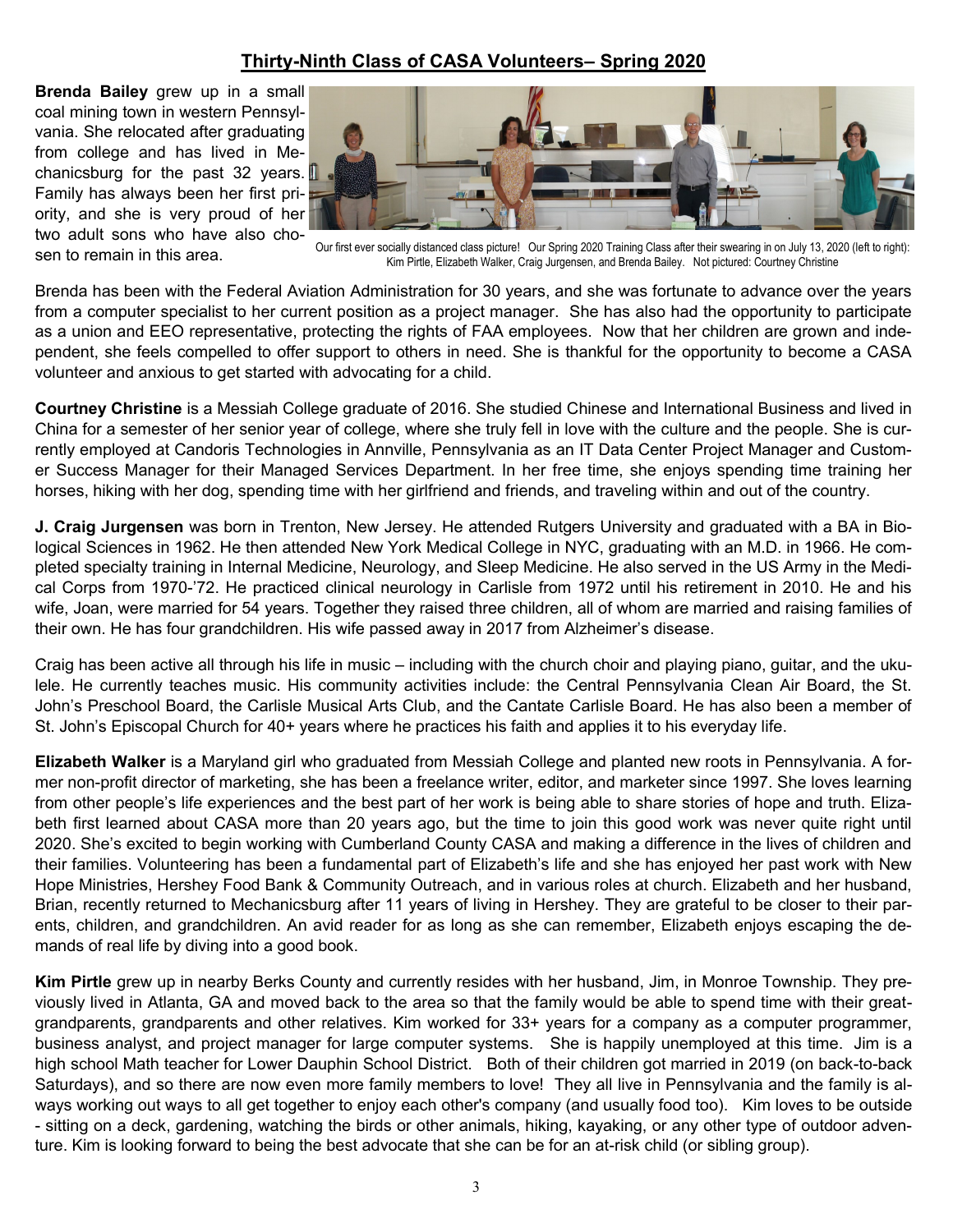## Thirty-Ninth Class of CASA Volunteers– Spring 2020

**Brenda Bailey** grew up in a small coal mining town in western Pennsylvania. She relocated after graduating from college and has lived in Mechanicsburg for the past 32 years. Family has always been her first priority, and she is very proud of her two adult sons who have also chosen to remain in this area.

Our first ever socially distanced class picture! Our Spring 2020 Training Class after their swearing in on July 13, 2020 (left to right): Kim Pirtle, Elizabeth Walker, Craig Jurgensen, and Brenda Bailey. Not pictured: Courtney Christine

Brenda has been with the Federal Aviation Administration for 30 years, and she was fortunate to advance over the years from a computer specialist to her current position as a project manager. She has also had the opportunity to participate as a union and EEO representative, protecting the rights of FAA employees. Now that her children are grown and independent, she feels compelled to offer support to others in need. She is thankful for the opportunity to become a CASA volunteer and anxious to get started with advocating for a child.

**Courtney Christine** is a Messiah College graduate of 2016. She studied Chinese and International Business and lived in China for a semester of her senior year of college, where she truly fell in love with the culture and the people. She is currently employed at Candoris Technologies in Annville, Pennsylvania as an IT Data Center Project Manager and Customer Success Manager for their Managed Services Department. In her free time, she enjoys spending time training her horses, hiking with her dog, spending time with her girlfriend and friends, and traveling within and out of the country.

**J. Craig Jurgensen** was born in Trenton, New Jersey. He attended Rutgers University and graduated with a BA in Biological Sciences in 1962. He then attended New York Medical College in NYC, graduating with an M.D. in 1966. He completed specialty training in Internal Medicine, Neurology, and Sleep Medicine. He also served in the US Army in the Medical Corps from 1970-'72. He practiced clinical neurology in Carlisle from 1972 until his retirement in 2010. He and his wife, Joan, were married for 54 years. Together they raised three children, all of whom are married and raising families of their own. He has four grandchildren. His wife passed away in 2017 from Alzheimer's disease.

Craig has been active all through his life in music – including with the church choir and playing piano, guitar, and the ukulele. He currently teaches music. His community activities include: the Central Pennsylvania Clean Air Board, the St. John's Preschool Board, the Carlisle Musical Arts Club, and the Cantate Carlisle Board. He has also been a member of St. John's Episcopal Church for 40+ years where he practices his faith and applies it to his everyday life.

**Elizabeth Walker** is a Maryland girl who graduated from Messiah College and planted new roots in Pennsylvania. A former non-profit director of marketing, she has been a freelance writer, editor, and marketer since 1997. She loves learning from other people's life experiences and the best part of her work is being able to share stories of hope and truth. Elizabeth first learned about CASA more than 20 years ago, but the time to join this good work was never quite right until 2020. She's excited to begin working with Cumberland County CASA and making a difference in the lives of children and their families. Volunteering has been a fundamental part of Elizabeth's life and she has enjoyed her past work with New Hope Ministries, Hershey Food Bank & Community Outreach, and in various roles at church. Elizabeth and her husband, Brian, recently returned to Mechanicsburg after 11 years of living in Hershey. They are grateful to be closer to their parents, children, and grandchildren. An avid reader for as long as she can remember, Elizabeth enjoys escaping the demands of real life by diving into a good book.

**Kim Pirtle** grew up in nearby Berks County and currently resides with her husband, Jim, in Monroe Township. They previously lived in Atlanta, GA and moved back to the area so that the family would be able to spend time with their great-grandparents, grandparents and other relatives. Kim worked for 33+ years for a company as a computer programmer, business analyst, and project manager for large computer systems. She is happily unemployed at this time. Jim is a high school Math teacher for Lower Dauphin School District. Both of their children got married in 2019 (on back-to-back Saturdays), and so there are now even more family members to love! They all live in Pennsylvania and the family is always working out ways to all get together to enjoy each other's company (and usually food too). Kim loves to be outside - sitting on a deck, gardening, watching the birds or other animals, hiking, kayaking, or any other type of outdoor adventure. Kim is looking forward to being the best advocate that she can be for an at-risk child (or sibling group).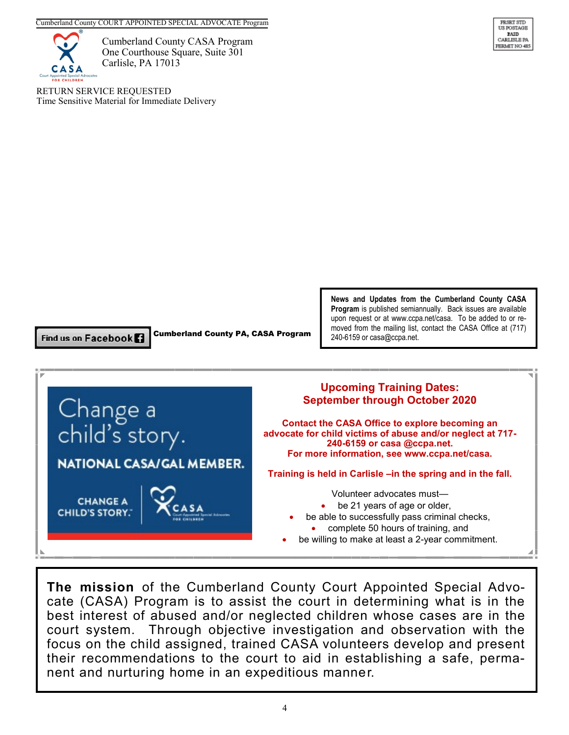Cumberland County COURT APPOINTED SPECIAL ADVOCATE Program

Cumberland County CASA Program
One Courthouse Square, Suite 301
Carlisle, PA 17013

PRSRT STD
US POSTAGE
PAID
CARLISLE PA
PERMIT NO 485

RETURN SERVICE REQUESTED
Time Sensitive Material for Immediate Delivery

Find us on Facebook **Cumberland County PA, CASA Program**

**News and Updates from the Cumberland County CASA Program** is published semiannually. Back issues are available upon request or at www.ccpa.net/casa. To be added to or removed from the mailing list, contact the CASA Office at (717) 240-6159 or casa@ccpa.net.

Change a child's story.

NATIONAL CASA/GAL MEMBER.

CHANGE A CHILD'S STORY.

## Upcoming Training Dates: September through October 2020

**Contact the CASA Office to explore becoming an advocate for child victims of abuse and/or neglect at 717-240-6159 or casa @ccpa.net.**
**For more information, see www.ccpa.net/casa.**

**Training is held in Carlisle –in the spring and in the fall.**

Volunteer advocates must—

- be 21 years of age or older,
- be able to successfully pass criminal checks,
- complete 50 hours of training, and
- be willing to make at least a 2-year commitment.

**The mission** of the Cumberland County Court Appointed Special Advocate (CASA) Program is to assist the court in determining what is in the best interest of abused and/or neglected children whose cases are in the court system. Through objective investigation and observation with the focus on the child assigned, trained CASA volunteers develop and present their recommendations to the court to aid in establishing a safe, permanent and nurturing home in an expeditious manner.